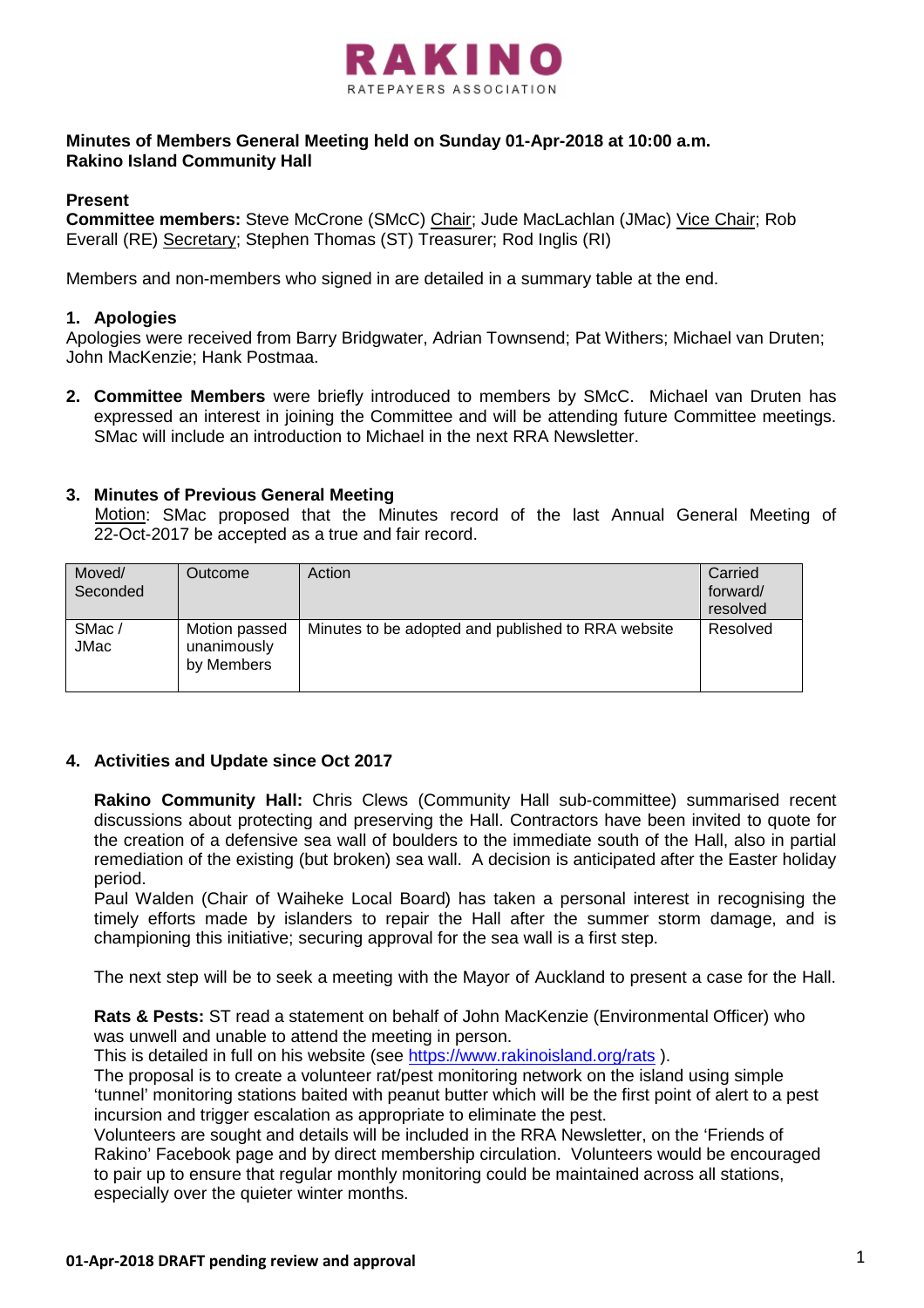# RAKINO

RATEPAYERS ASSOCIATION

**Minutes of Members General Meeting held on Sunday 01-Apr-2018 at 10:00 a.m.**
**Rakino Island Community Hall**

**Present**
**Committee members:** Steve McCrone (SMcC) Chair; Jude MacLachlan (JMac) Vice Chair; Rob Everall (RE) Secretary; Stephen Thomas (ST) Treasurer; Rod Inglis (RI)

Members and non-members who signed in are detailed in a summary table at the end.

## 1. Apologies

Apologies were received from Barry Bridgwater, Adrian Townsend; Pat Withers; Michael van Druten; John MacKenzie; Hank Postmaa.

## 2. Committee Members

**Committee Members** were briefly introduced to members by SMcC. Michael van Druten has expressed an interest in joining the Committee and will be attending future Committee meetings. SMac will include an introduction to Michael in the next RRA Newsletter.

## 3. Minutes of Previous General Meeting

Motion: SMac proposed that the Minutes record of the last Annual General Meeting of 22-Oct-2017 be accepted as a true and fair record.

| Moved/ Seconded | Outcome | Action | Carried forward/ resolved |
|---|---|---|---|
| SMac / JMac | Motion passed unanimously by Members | Minutes to be adopted and published to RRA website | Resolved |

## 4. Activities and Update since Oct 2017

**Rakino Community Hall:** Chris Clews (Community Hall sub-committee) summarised recent discussions about protecting and preserving the Hall. Contractors have been invited to quote for the creation of a defensive sea wall of boulders to the immediate south of the Hall, also in partial remediation of the existing (but broken) sea wall. A decision is anticipated after the Easter holiday period.
Paul Walden (Chair of Waiheke Local Board) has taken a personal interest in recognising the timely efforts made by islanders to repair the Hall after the summer storm damage, and is championing this initiative; securing approval for the sea wall is a first step.

The next step will be to seek a meeting with the Mayor of Auckland to present a case for the Hall.

**Rats & Pests:** ST read a statement on behalf of John MacKenzie (Environmental Officer) who was unwell and unable to attend the meeting in person.
This is detailed in full on his website (see https://www.rakinoisland.org/rats ).
The proposal is to create a volunteer rat/pest monitoring network on the island using simple 'tunnel' monitoring stations baited with peanut butter which will be the first point of alert to a pest incursion and trigger escalation as appropriate to eliminate the pest.
Volunteers are sought and details will be included in the RRA Newsletter, on the 'Friends of Rakino' Facebook page and by direct membership circulation. Volunteers would be encouraged to pair up to ensure that regular monthly monitoring could be maintained across all stations, especially over the quieter winter months.

**01-Apr-2018 DRAFT pending review and approval**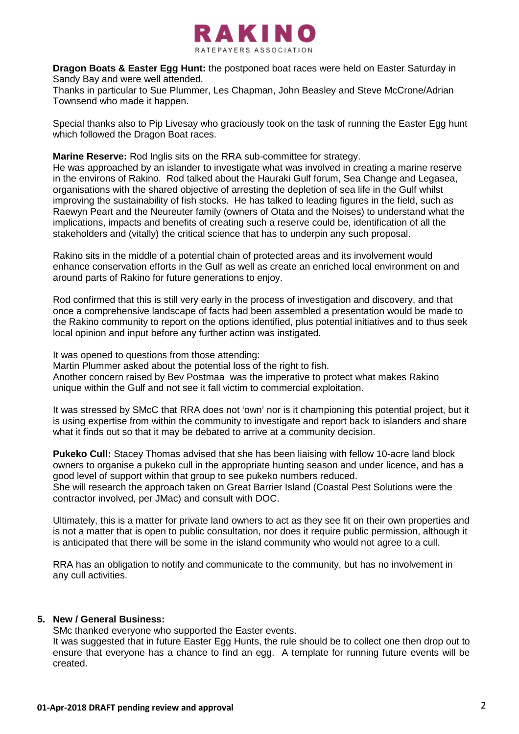**Dragon Boats & Easter Egg Hunt:** the postponed boat races were held on Easter Saturday in Sandy Bay and were well attended.
Thanks in particular to Sue Plummer, Les Chapman, John Beasley and Steve McCrone/Adrian Townsend who made it happen.

Special thanks also to Pip Livesay who graciously took on the task of running the Easter Egg hunt which followed the Dragon Boat races.

**Marine Reserve:** Rod Inglis sits on the RRA sub-committee for strategy.
He was approached by an islander to investigate what was involved in creating a marine reserve in the environs of Rakino. Rod talked about the Hauraki Gulf forum, Sea Change and Legasea, organisations with the shared objective of arresting the depletion of sea life in the Gulf whilst improving the sustainability of fish stocks. He has talked to leading figures in the field, such as Raewyn Peart and the Neureuter family (owners of Otata and the Noises) to understand what the implications, impacts and benefits of creating such a reserve could be, identification of all the stakeholders and (vitally) the critical science that has to underpin any such proposal.

Rakino sits in the middle of a potential chain of protected areas and its involvement would enhance conservation efforts in the Gulf as well as create an enriched local environment on and around parts of Rakino for future generations to enjoy.

Rod confirmed that this is still very early in the process of investigation and discovery, and that once a comprehensive landscape of facts had been assembled a presentation would be made to the Rakino community to report on the options identified, plus potential initiatives and to thus seek local opinion and input before any further action was instigated.

It was opened to questions from those attending:
Martin Plummer asked about the potential loss of the right to fish.
Another concern raised by Bev Postmaa was the imperative to protect what makes Rakino unique within the Gulf and not see it fall victim to commercial exploitation.

It was stressed by SMcC that RRA does not 'own' nor is it championing this potential project, but it is using expertise from within the community to investigate and report back to islanders and share what it finds out so that it may be debated to arrive at a community decision.

**Pukeko Cull:** Stacey Thomas advised that she has been liaising with fellow 10-acre land block owners to organise a pukeko cull in the appropriate hunting season and under licence, and has a good level of support within that group to see pukeko numbers reduced.
She will research the approach taken on Great Barrier Island (Coastal Pest Solutions were the contractor involved, per JMac) and consult with DOC.

Ultimately, this is a matter for private land owners to act as they see fit on their own properties and is not a matter that is open to public consultation, nor does it require public permission, although it is anticipated that there will be some in the island community who would not agree to a cull.

RRA has an obligation to notify and communicate to the community, but has no involvement in any cull activities.

5. **New / General Business:**
SMc thanked everyone who supported the Easter events.
It was suggested that in future Easter Egg Hunts, the rule should be to collect one then drop out to ensure that everyone has a chance to find an egg. A template for running future events will be created.

**01-Apr-2018 DRAFT pending review and approval**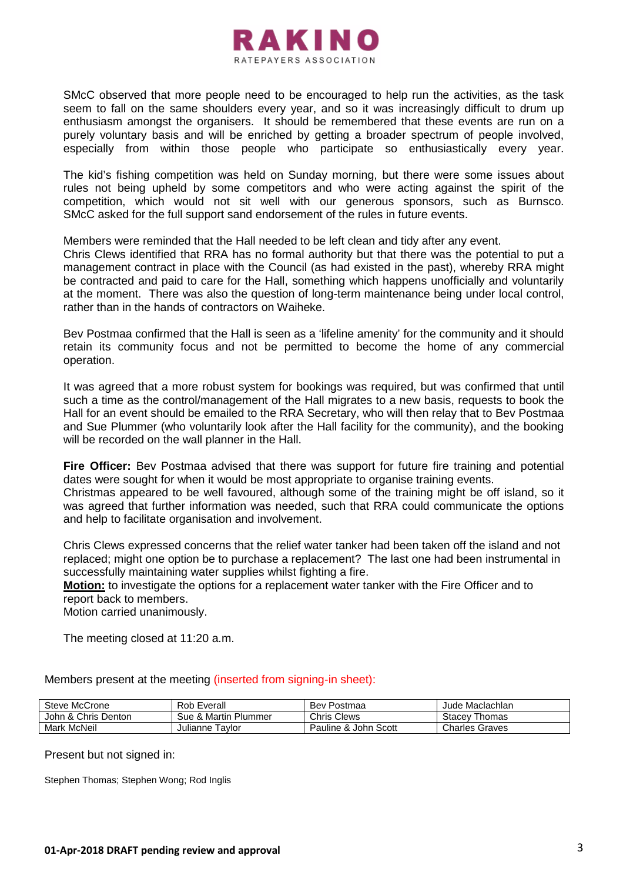SMcC observed that more people need to be encouraged to help run the activities, as the task seem to fall on the same shoulders every year, and so it was increasingly difficult to drum up enthusiasm amongst the organisers. It should be remembered that these events are run on a purely voluntary basis and will be enriched by getting a broader spectrum of people involved, especially from within those people who participate so enthusiastically every year.

The kid's fishing competition was held on Sunday morning, but there were some issues about rules not being upheld by some competitors and who were acting against the spirit of the competition, which would not sit well with our generous sponsors, such as Burnsco. SMcC asked for the full support sand endorsement of the rules in future events.

Members were reminded that the Hall needed to be left clean and tidy after any event.
Chris Clews identified that RRA has no formal authority but that there was the potential to put a management contract in place with the Council (as had existed in the past), whereby RRA might be contracted and paid to care for the Hall, something which happens unofficially and voluntarily at the moment. There was also the question of long-term maintenance being under local control, rather than in the hands of contractors on Waiheke.

Bev Postmaa confirmed that the Hall is seen as a 'lifeline amenity' for the community and it should retain its community focus and not be permitted to become the home of any commercial operation.

It was agreed that a more robust system for bookings was required, but was confirmed that until such a time as the control/management of the Hall migrates to a new basis, requests to book the Hall for an event should be emailed to the RRA Secretary, who will then relay that to Bev Postmaa and Sue Plummer (who voluntarily look after the Hall facility for the community), and the booking will be recorded on the wall planner in the Hall.

**Fire Officer:** Bev Postmaa advised that there was support for future fire training and potential dates were sought for when it would be most appropriate to organise training events.
Christmas appeared to be well favoured, although some of the training might be off island, so it was agreed that further information was needed, such that RRA could communicate the options and help to facilitate organisation and involvement.

Chris Clews expressed concerns that the relief water tanker had been taken off the island and not replaced; might one option be to purchase a replacement? The last one had been instrumental in successfully maintaining water supplies whilst fighting a fire.
**Motion:** to investigate the options for a replacement water tanker with the Fire Officer and to report back to members.
Motion carried unanimously.

The meeting closed at 11:20 a.m.

Members present at the meeting (inserted from signing-in sheet):

| | | | |
|---|---|---|---|
| Steve McCrone | Rob Everall | Bev Postmaa | Jude Maclachlan |
| John & Chris Denton | Sue & Martin Plummer | Chris Clews | Stacey Thomas |
| Mark McNeil | Julianne Taylor | Pauline & John Scott | Charles Graves |

Present but not signed in:

Stephen Thomas; Stephen Wong; Rod Inglis

**01-Apr-2018 DRAFT pending review and approval**